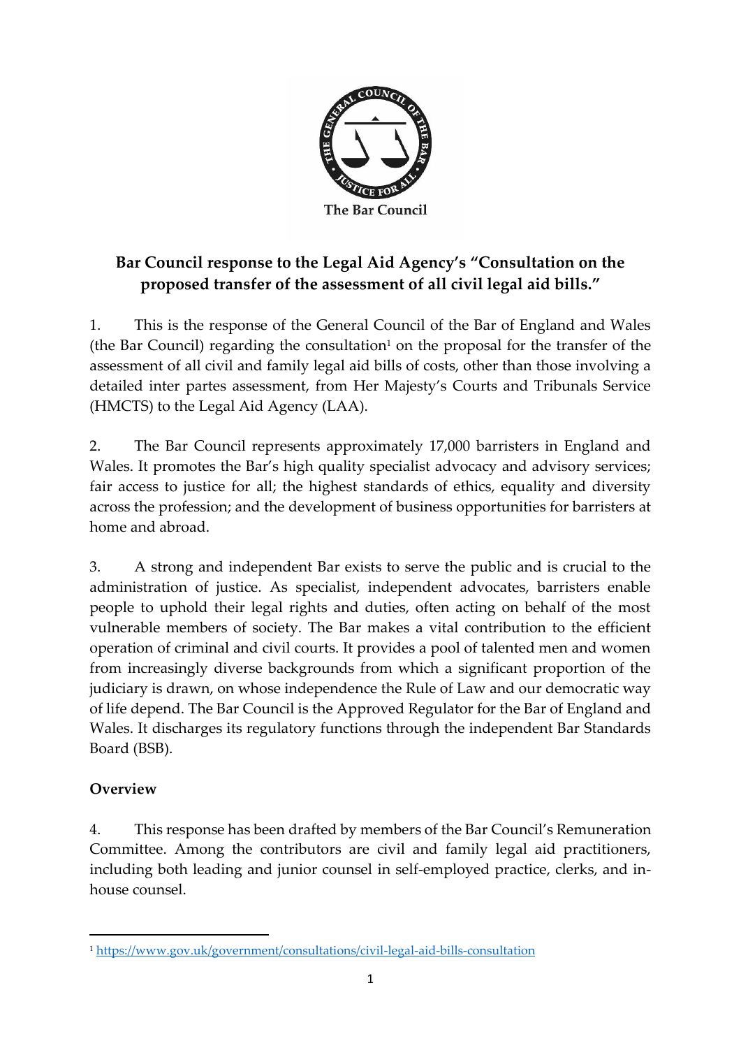The Bar Council

## Bar Council response to the Legal Aid Agency's "Consultation on the proposed transfer of the assessment of all civil legal aid bills."

1. This is the response of the General Council of the Bar of England and Wales (the Bar Council) regarding the consultation[1] on the proposal for the transfer of the assessment of all civil and family legal aid bills of costs, other than those involving a detailed inter partes assessment, from Her Majesty's Courts and Tribunals Service (HMCTS) to the Legal Aid Agency (LAA).

2. The Bar Council represents approximately 17,000 barristers in England and Wales. It promotes the Bar's high quality specialist advocacy and advisory services; fair access to justice for all; the highest standards of ethics, equality and diversity across the profession; and the development of business opportunities for barristers at home and abroad.

3. A strong and independent Bar exists to serve the public and is crucial to the administration of justice. As specialist, independent advocates, barristers enable people to uphold their legal rights and duties, often acting on behalf of the most vulnerable members of society. The Bar makes a vital contribution to the efficient operation of criminal and civil courts. It provides a pool of talented men and women from increasingly diverse backgrounds from which a significant proportion of the judiciary is drawn, on whose independence the Rule of Law and our democratic way of life depend. The Bar Council is the Approved Regulator for the Bar of England and Wales. It discharges its regulatory functions through the independent Bar Standards Board (BSB).

### Overview

4. This response has been drafted by members of the Bar Council's Remuneration Committee. Among the contributors are civil and family legal aid practitioners, including both leading and junior counsel in self-employed practice, clerks, and in-house counsel.

[1] https://www.gov.uk/government/consultations/civil-legal-aid-bills-consultation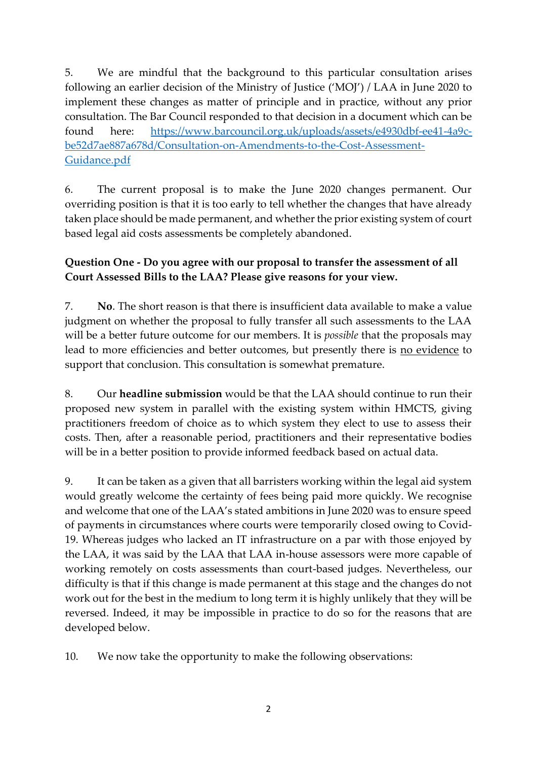5. We are mindful that the background to this particular consultation arises following an earlier decision of the Ministry of Justice ('MOJ') / LAA in June 2020 to implement these changes as matter of principle and in practice, without any prior consultation. The Bar Council responded to that decision in a document which can be found here: [https://www.barcouncil.org.uk/uploads/assets/e4930dbf-ee41-4a9c-be52d7ae887a678d/Consultation-on-Amendments-to-the-Cost-Assessment-Guidance.pdf](https://www.barcouncil.org.uk/uploads/assets/e4930dbf-ee41-4a9c-be52d7ae887a678d/Consultation-on-Amendments-to-the-Cost-Assessment-Guidance.pdf)

6. The current proposal is to make the June 2020 changes permanent. Our overriding position is that it is too early to tell whether the changes that have already taken place should be made permanent, and whether the prior existing system of court based legal aid costs assessments be completely abandoned.

**Question One - Do you agree with our proposal to transfer the assessment of all Court Assessed Bills to the LAA? Please give reasons for your view.**

7. **No**. The short reason is that there is insufficient data available to make a value judgment on whether the proposal to fully transfer all such assessments to the LAA will be a better future outcome for our members. It is *possible* that the proposals may lead to more efficiencies and better outcomes, but presently there is <u>no evidence</u> to support that conclusion. This consultation is somewhat premature.

8. Our **headline submission** would be that the LAA should continue to run their proposed new system in parallel with the existing system within HMCTS, giving practitioners freedom of choice as to which system they elect to use to assess their costs. Then, after a reasonable period, practitioners and their representative bodies will be in a better position to provide informed feedback based on actual data.

9. It can be taken as a given that all barristers working within the legal aid system would greatly welcome the certainty of fees being paid more quickly. We recognise and welcome that one of the LAA's stated ambitions in June 2020 was to ensure speed of payments in circumstances where courts were temporarily closed owing to Covid-19. Whereas judges who lacked an IT infrastructure on a par with those enjoyed by the LAA, it was said by the LAA that LAA in-house assessors were more capable of working remotely on costs assessments than court-based judges. Nevertheless, our difficulty is that if this change is made permanent at this stage and the changes do not work out for the best in the medium to long term it is highly unlikely that they will be reversed. Indeed, it may be impossible in practice to do so for the reasons that are developed below.

10. We now take the opportunity to make the following observations: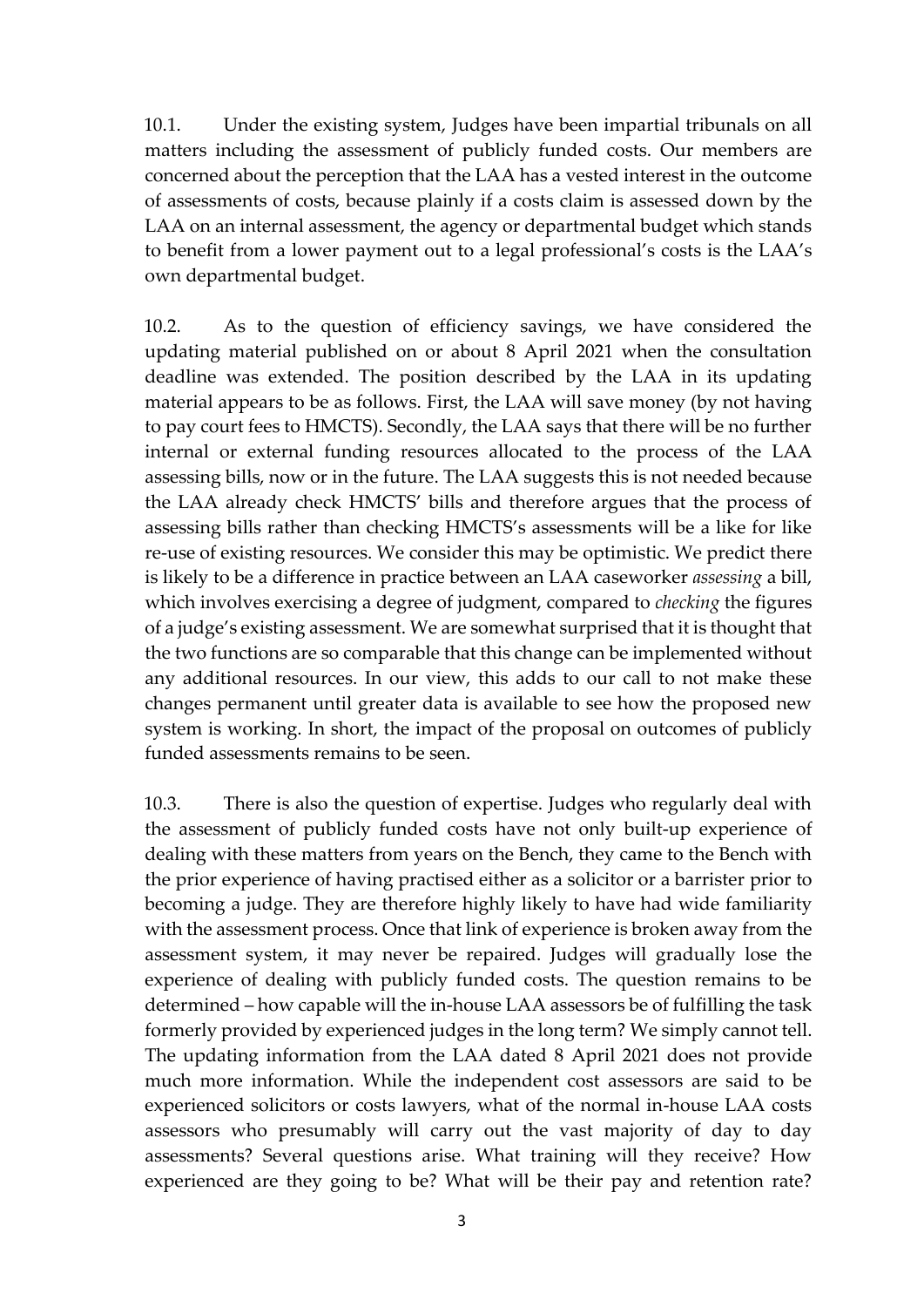10.1. Under the existing system, Judges have been impartial tribunals on all matters including the assessment of publicly funded costs. Our members are concerned about the perception that the LAA has a vested interest in the outcome of assessments of costs, because plainly if a costs claim is assessed down by the LAA on an internal assessment, the agency or departmental budget which stands to benefit from a lower payment out to a legal professional's costs is the LAA's own departmental budget.

10.2. As to the question of efficiency savings, we have considered the updating material published on or about 8 April 2021 when the consultation deadline was extended. The position described by the LAA in its updating material appears to be as follows. First, the LAA will save money (by not having to pay court fees to HMCTS). Secondly, the LAA says that there will be no further internal or external funding resources allocated to the process of the LAA assessing bills, now or in the future. The LAA suggests this is not needed because the LAA already check HMCTS' bills and therefore argues that the process of assessing bills rather than checking HMCTS's assessments will be a like for like re-use of existing resources. We consider this may be optimistic. We predict there is likely to be a difference in practice between an LAA caseworker *assessing* a bill, which involves exercising a degree of judgment, compared to *checking* the figures of a judge's existing assessment. We are somewhat surprised that it is thought that the two functions are so comparable that this change can be implemented without any additional resources. In our view, this adds to our call to not make these changes permanent until greater data is available to see how the proposed new system is working. In short, the impact of the proposal on outcomes of publicly funded assessments remains to be seen.

10.3. There is also the question of expertise. Judges who regularly deal with the assessment of publicly funded costs have not only built-up experience of dealing with these matters from years on the Bench, they came to the Bench with the prior experience of having practised either as a solicitor or a barrister prior to becoming a judge. They are therefore highly likely to have had wide familiarity with the assessment process. Once that link of experience is broken away from the assessment system, it may never be repaired. Judges will gradually lose the experience of dealing with publicly funded costs. The question remains to be determined – how capable will the in-house LAA assessors be of fulfilling the task formerly provided by experienced judges in the long term? We simply cannot tell. The updating information from the LAA dated 8 April 2021 does not provide much more information. While the independent cost assessors are said to be experienced solicitors or costs lawyers, what of the normal in-house LAA costs assessors who presumably will carry out the vast majority of day to day assessments? Several questions arise. What training will they receive? How experienced are they going to be? What will be their pay and retention rate?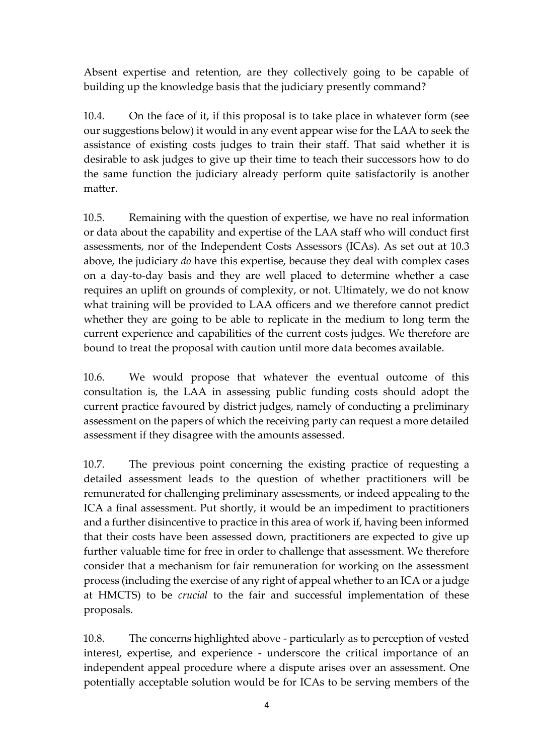Absent expertise and retention, are they collectively going to be capable of building up the knowledge basis that the judiciary presently command?

10.4. On the face of it, if this proposal is to take place in whatever form (see our suggestions below) it would in any event appear wise for the LAA to seek the assistance of existing costs judges to train their staff. That said whether it is desirable to ask judges to give up their time to teach their successors how to do the same function the judiciary already perform quite satisfactorily is another matter.

10.5. Remaining with the question of expertise, we have no real information or data about the capability and expertise of the LAA staff who will conduct first assessments, nor of the Independent Costs Assessors (ICAs). As set out at 10.3 above, the judiciary *do* have this expertise, because they deal with complex cases on a day-to-day basis and they are well placed to determine whether a case requires an uplift on grounds of complexity, or not. Ultimately, we do not know what training will be provided to LAA officers and we therefore cannot predict whether they are going to be able to replicate in the medium to long term the current experience and capabilities of the current costs judges. We therefore are bound to treat the proposal with caution until more data becomes available.

10.6. We would propose that whatever the eventual outcome of this consultation is, the LAA in assessing public funding costs should adopt the current practice favoured by district judges, namely of conducting a preliminary assessment on the papers of which the receiving party can request a more detailed assessment if they disagree with the amounts assessed.

10.7. The previous point concerning the existing practice of requesting a detailed assessment leads to the question of whether practitioners will be remunerated for challenging preliminary assessments, or indeed appealing to the ICA a final assessment. Put shortly, it would be an impediment to practitioners and a further disincentive to practice in this area of work if, having been informed that their costs have been assessed down, practitioners are expected to give up further valuable time for free in order to challenge that assessment. We therefore consider that a mechanism for fair remuneration for working on the assessment process (including the exercise of any right of appeal whether to an ICA or a judge at HMCTS) to be *crucial* to the fair and successful implementation of these proposals.

10.8. The concerns highlighted above - particularly as to perception of vested interest, expertise, and experience - underscore the critical importance of an independent appeal procedure where a dispute arises over an assessment. One potentially acceptable solution would be for ICAs to be serving members of the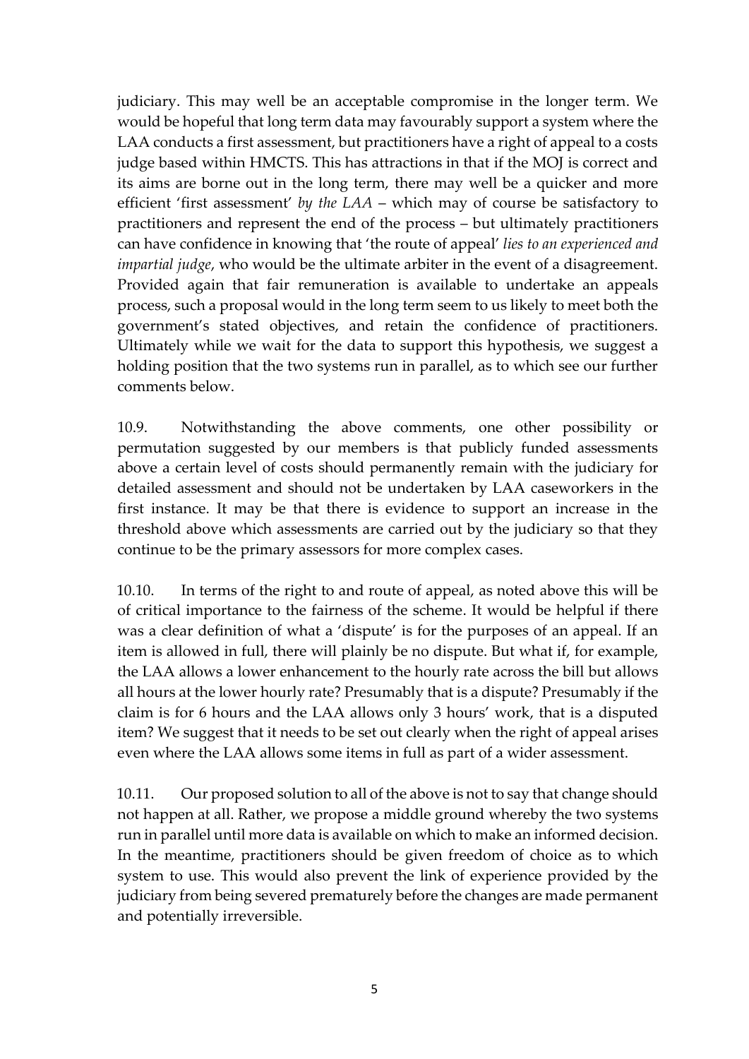judiciary. This may well be an acceptable compromise in the longer term. We would be hopeful that long term data may favourably support a system where the LAA conducts a first assessment, but practitioners have a right of appeal to a costs judge based within HMCTS. This has attractions in that if the MOJ is correct and its aims are borne out in the long term, there may well be a quicker and more efficient 'first assessment' *by the LAA* – which may of course be satisfactory to practitioners and represent the end of the process – but ultimately practitioners can have confidence in knowing that 'the route of appeal' *lies to an experienced and impartial judge*, who would be the ultimate arbiter in the event of a disagreement. Provided again that fair remuneration is available to undertake an appeals process, such a proposal would in the long term seem to us likely to meet both the government's stated objectives, and retain the confidence of practitioners. Ultimately while we wait for the data to support this hypothesis, we suggest a holding position that the two systems run in parallel, as to which see our further comments below.

10.9. Notwithstanding the above comments, one other possibility or permutation suggested by our members is that publicly funded assessments above a certain level of costs should permanently remain with the judiciary for detailed assessment and should not be undertaken by LAA caseworkers in the first instance. It may be that there is evidence to support an increase in the threshold above which assessments are carried out by the judiciary so that they continue to be the primary assessors for more complex cases.

10.10. In terms of the right to and route of appeal, as noted above this will be of critical importance to the fairness of the scheme. It would be helpful if there was a clear definition of what a 'dispute' is for the purposes of an appeal. If an item is allowed in full, there will plainly be no dispute. But what if, for example, the LAA allows a lower enhancement to the hourly rate across the bill but allows all hours at the lower hourly rate? Presumably that is a dispute? Presumably if the claim is for 6 hours and the LAA allows only 3 hours' work, that is a disputed item? We suggest that it needs to be set out clearly when the right of appeal arises even where the LAA allows some items in full as part of a wider assessment.

10.11. Our proposed solution to all of the above is not to say that change should not happen at all. Rather, we propose a middle ground whereby the two systems run in parallel until more data is available on which to make an informed decision. In the meantime, practitioners should be given freedom of choice as to which system to use. This would also prevent the link of experience provided by the judiciary from being severed prematurely before the changes are made permanent and potentially irreversible.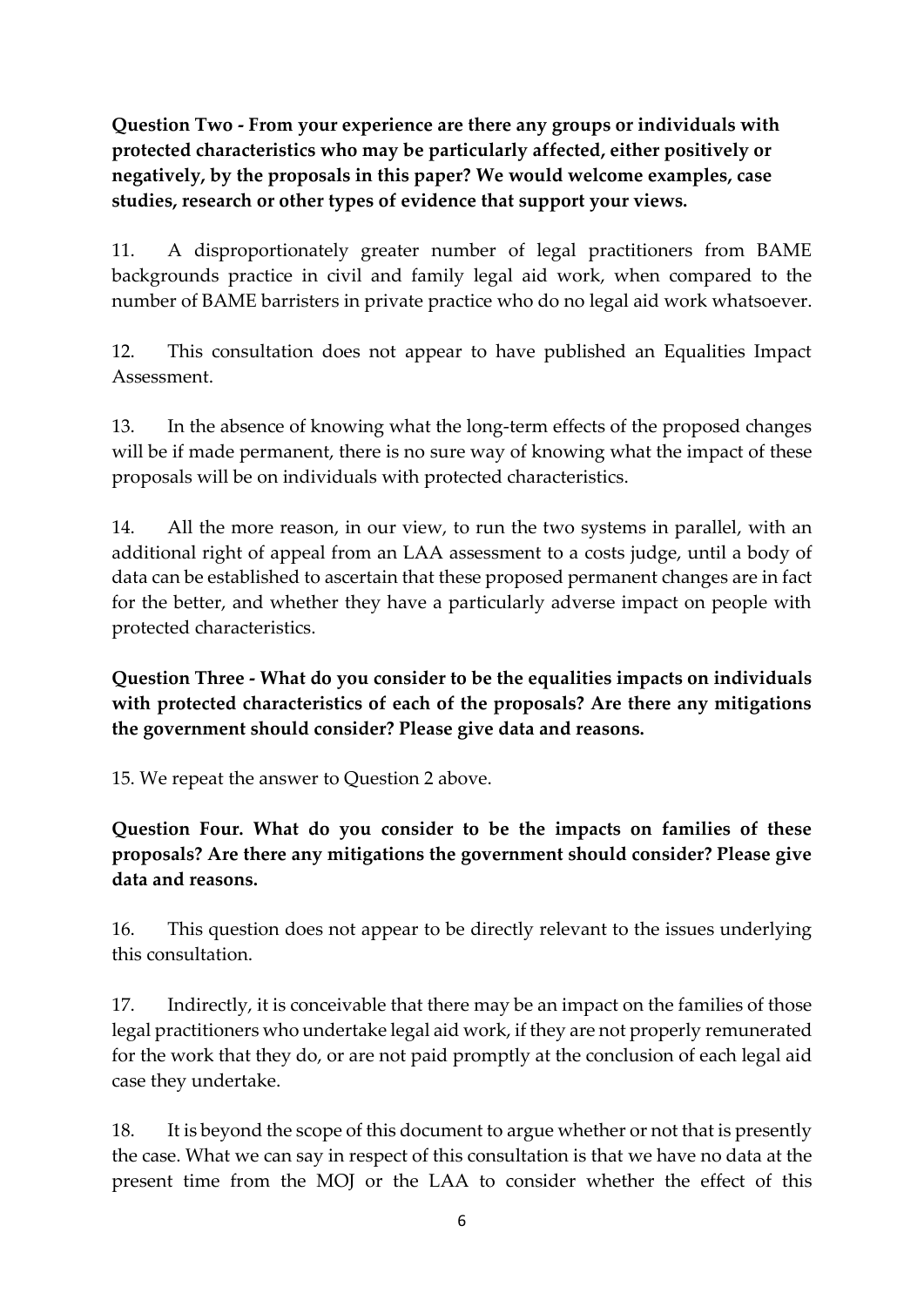**Question Two - From your experience are there any groups or individuals with protected characteristics who may be particularly affected, either positively or negatively, by the proposals in this paper? We would welcome examples, case studies, research or other types of evidence that support your views.**

11. A disproportionately greater number of legal practitioners from BAME backgrounds practice in civil and family legal aid work, when compared to the number of BAME barristers in private practice who do no legal aid work whatsoever.

12. This consultation does not appear to have published an Equalities Impact Assessment.

13. In the absence of knowing what the long-term effects of the proposed changes will be if made permanent, there is no sure way of knowing what the impact of these proposals will be on individuals with protected characteristics.

14. All the more reason, in our view, to run the two systems in parallel, with an additional right of appeal from an LAA assessment to a costs judge, until a body of data can be established to ascertain that these proposed permanent changes are in fact for the better, and whether they have a particularly adverse impact on people with protected characteristics.

**Question Three - What do you consider to be the equalities impacts on individuals with protected characteristics of each of the proposals? Are there any mitigations the government should consider? Please give data and reasons.**

15. We repeat the answer to Question 2 above.

**Question Four. What do you consider to be the impacts on families of these proposals? Are there any mitigations the government should consider? Please give data and reasons.**

16. This question does not appear to be directly relevant to the issues underlying this consultation.

17. Indirectly, it is conceivable that there may be an impact on the families of those legal practitioners who undertake legal aid work, if they are not properly remunerated for the work that they do, or are not paid promptly at the conclusion of each legal aid case they undertake.

18. It is beyond the scope of this document to argue whether or not that is presently the case. What we can say in respect of this consultation is that we have no data at the present time from the MOJ or the LAA to consider whether the effect of this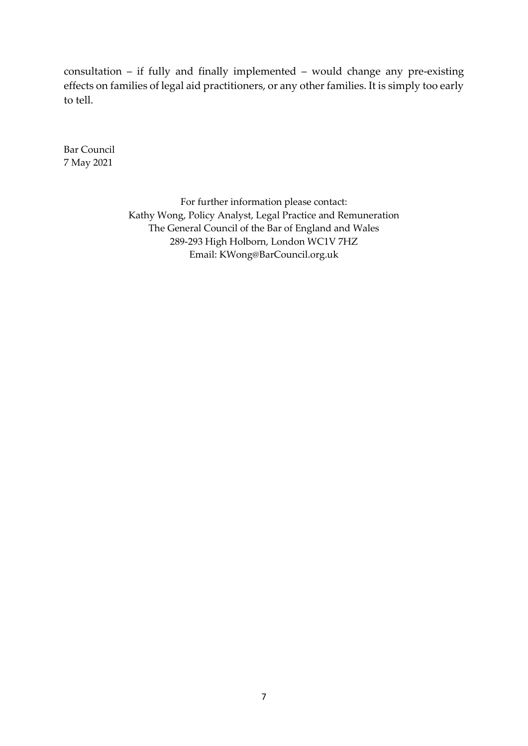consultation – if fully and finally implemented – would change any pre-existing effects on families of legal aid practitioners, or any other families. It is simply too early to tell.

Bar Council
7 May 2021

For further information please contact:
Kathy Wong, Policy Analyst, Legal Practice and Remuneration
The General Council of the Bar of England and Wales
289-293 High Holborn, London WC1V 7HZ
Email: KWong@BarCouncil.org.uk